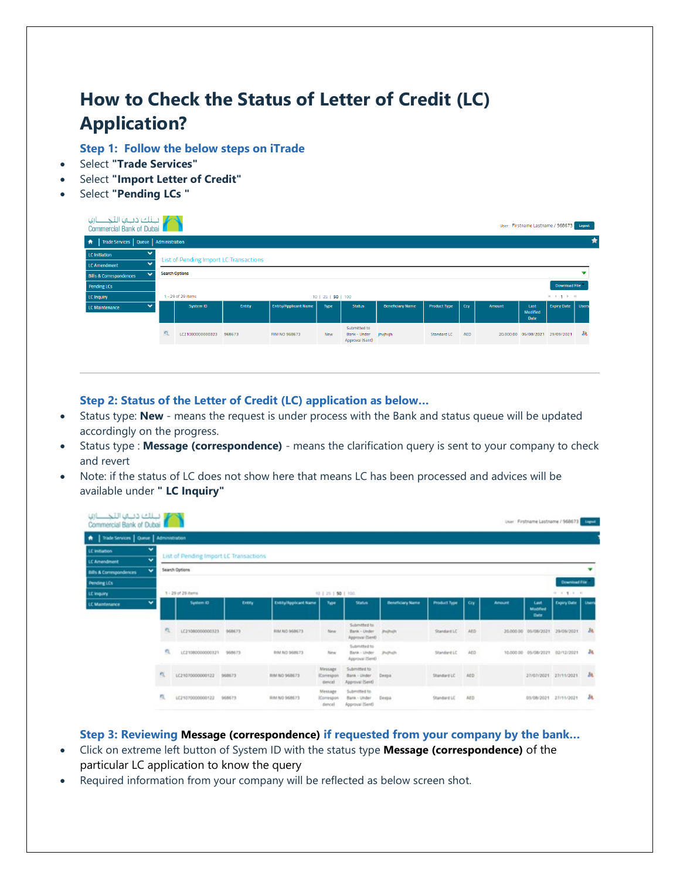# How to Check the Status of Letter of Credit (LC) Application?

### Step 1: Follow the below steps on iTrade

- Select **"Trade Services"**
- Select **"Import Letter of Credit"**
- Select **"Pending LCs "**

### Step 2: Status of the Letter of Credit (LC) application as below…

- Status type: **New** - means the request is under process with the Bank and status queue will be updated accordingly on the progress.
- Status type : **Message (correspondence)** - means the clarification query is sent to your company to check and revert
- Note: if the status of LC does not show here that means LC has been processed and advices will be available under **" LC Inquiry"**

### Step 3: Reviewing **Message (correspondence)** if requested from your company by the bank…

- Click on extreme left button of System ID with the status type **Message (correspondence)** of the particular LC application to know the query
- Required information from your company will be reflected as below screen shot.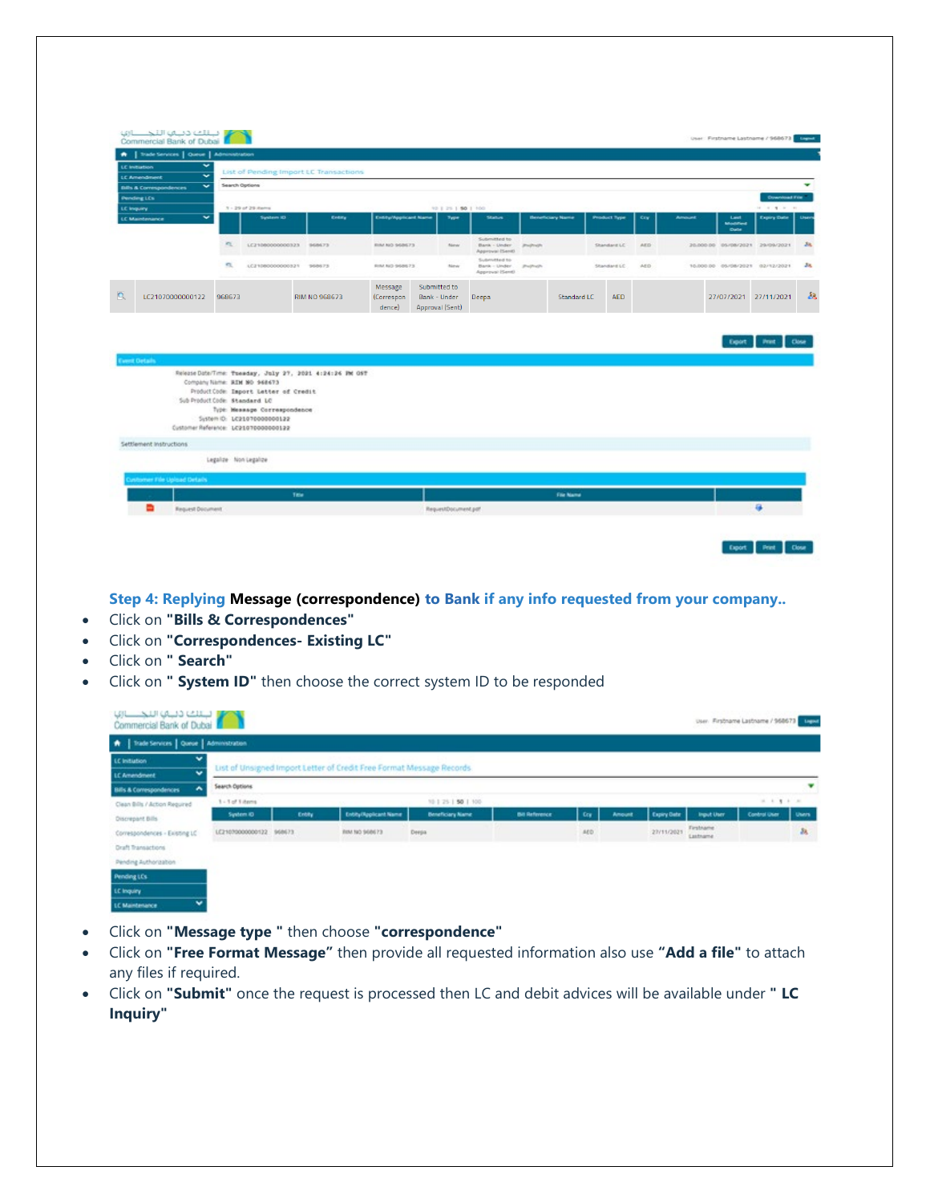**Step 4: Replying Message (correspondence) to Bank if any info requested from your company..**

- Click on **"Bills & Correspondences"**
- Click on **"Correspondences- Existing LC"**
- Click on **" Search"**
- Click on **" System ID"** then choose the correct system ID to be responded

- Click on **"Message type "** then choose **"correspondence"**
- Click on **"Free Format Message"** then provide all requested information also use **"Add a file"** to attach any files if required.
- Click on **"Submit"** once the request is processed then LC and debit advices will be available under **" LC Inquiry"**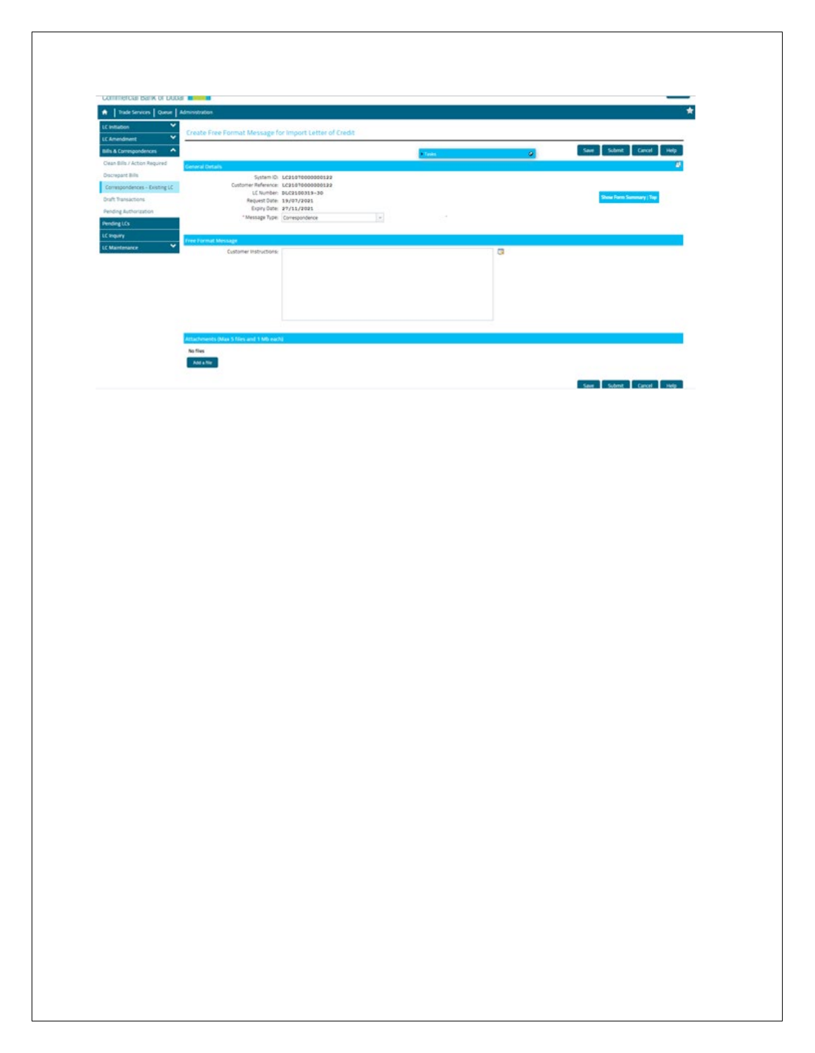Commercial Bank of Dubai

Trade Services | Queue | Administration

- LC Initiation
- LC Amendment
- Bills & Correspondences
  - Clean Bills / Action Required
  - Discrepant Bills
  - Correspondences - Existing LC
  - Draft Transactions
  - Pending Authorization
- Pending LCs
- LC Inquiry
- LC Maintenance

## Create Free Format Message for Import Letter of Credit

Tasks

Save | Submit | Cancel | Help

### General Details

System ID: LC21070000000122
Customer Reference: LC21070000000122
LC Number: DLC2100319-30
Request Date: 19/07/2021
Expiry Date: 27/11/2021
* Message Type: Correspondence

Show Form Summary | Top

### Free Format Message

Customer Instructions:

### Attachments (Max 5 files and 1 Mb each)

No files

Add a file

Save | Submit | Cancel | Help